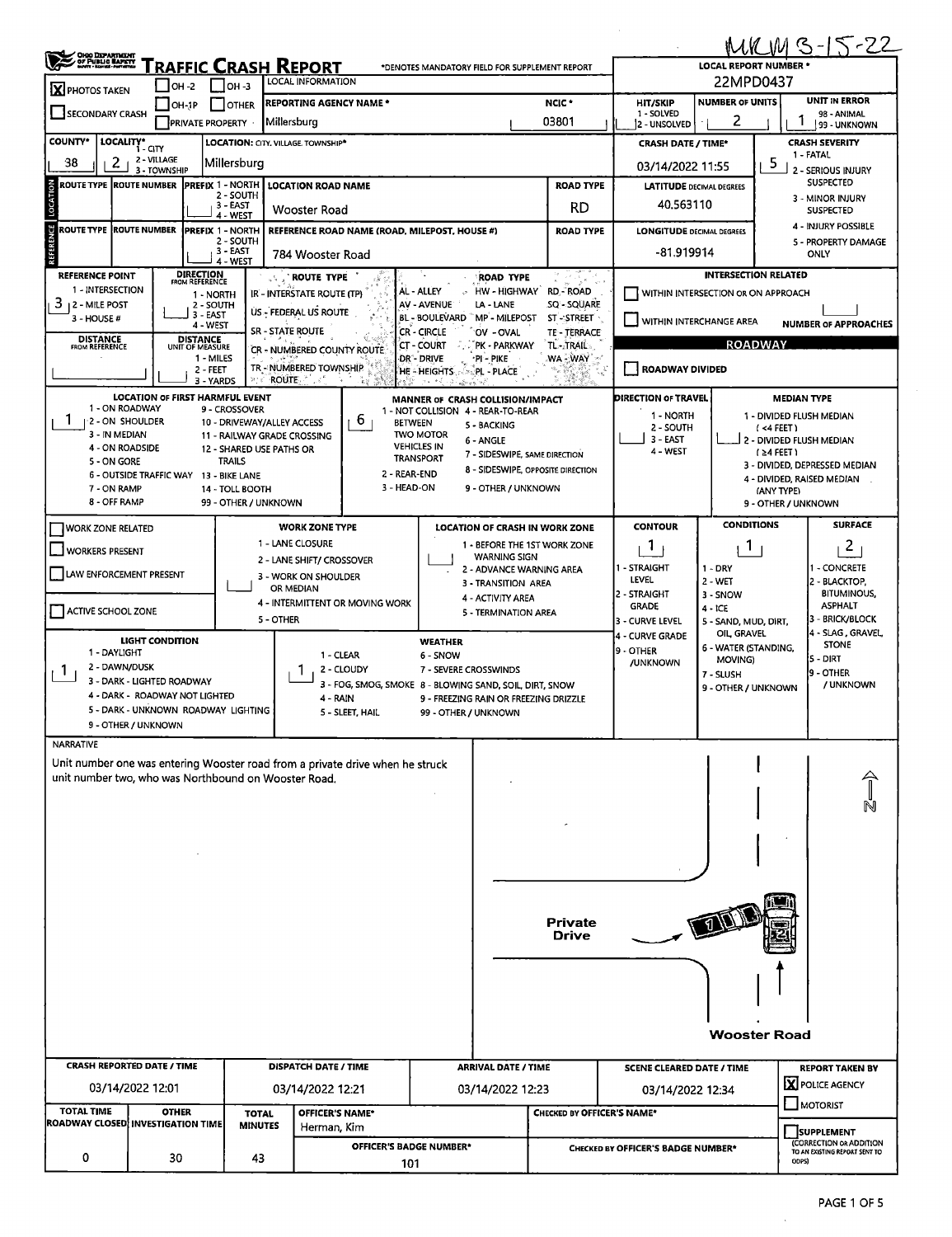MKM 3-15-22

# TRAFFIC CRASH REPORT

*DENOTES MANDATORY FIELD FOR SUPPLEMENT REPORT

**LOCAL REPORT NUMBER ***: 22MPD0437

| | |
|---|---|
| [X] PHOTOS TAKEN | [ ] OH-2 [ ] OH-3 [ ] OH-1P [ ] OTHER |
| [ ] SECONDARY CRASH | [ ] PRIVATE PROPERTY |

**LOCAL INFORMATION**

| REPORTING AGENCY NAME * | NCIC * | HIT/SKIP (1 - SOLVED, 2 - UNSOLVED) | NUMBER OF UNITS | UNIT IN ERROR (98 - ANIMAL, 99 - UNKNOWN) |
|---|---|---|---|---|
| Millersburg | 03801 | | 2 | 1 |

| COUNTY* | LOCALITY* (1 - CITY, 2 - VILLAGE, 3 - TOWNSHIP) | LOCATION: CITY, VILLAGE, TOWNSHIP* | CRASH DATE / TIME* | CRASH SEVERITY |
|---|---|---|---|---|
| 38 | 2 | Millersburg | 03/14/2022 11:55 | 5 |

CRASH SEVERITY: 1 - FATAL; 2 - SERIOUS INJURY SUSPECTED; 3 - MINOR INJURY SUSPECTED; 4 - INJURY POSSIBLE; 5 - PROPERTY DAMAGE ONLY

## LOCATION

| ROUTE TYPE | ROUTE NUMBER | PREFIX (1 - NORTH, 2 - SOUTH, 3 - EAST, 4 - WEST) | LOCATION ROAD NAME | ROAD TYPE | LATITUDE DECIMAL DEGREES |
|---|---|---|---|---|---|
| | | | Wooster Road | RD | 40.563110 |

## REFERENCE

| ROUTE TYPE | ROUTE NUMBER | PREFIX (1 - NORTH, 2 - SOUTH, 3 - EAST, 4 - WEST) | REFERENCE ROAD NAME (ROAD, MILEPOST, HOUSE #) | ROAD TYPE | LONGITUDE DECIMAL DEGREES |
|---|---|---|---|---|---|
| | | | 784 Wooster Road | | -81.919914 |

**REFERENCE POINT**: 3 (1 - INTERSECTION, 2 - MILE POST, 3 - HOUSE #)

**DIRECTION FROM REFERENCE**: 1 - NORTH, 2 - SOUTH, 3 - EAST, 4 - WEST

**DISTANCE FROM REFERENCE**: 

**DISTANCE UNIT OF MEASURE**: 1 - MILES, 2 - FEET, 3 - YARDS

**ROUTE TYPE**: IR - INTERSTATE ROUTE (TP); US - FEDERAL US ROUTE; SR - STATE ROUTE; CR - NUMBERED COUNTY ROUTE; TR - NUMBERED TOWNSHIP ROUTE

**ROAD TYPE**: AL - ALLEY; AV - AVENUE; BL - BOULEVARD; CR - CIRCLE; CT - COURT; DR - DRIVE; HE - HEIGHTS; HW - HIGHWAY; LA - LANE; MP - MILEPOST; OV - OVAL; PK - PARKWAY; PI - PIKE; PL - PLACE; RD - ROAD; SQ - SQUARE; ST - STREET; TE - TERRACE; TL - TRAIL; WA - WAY

**INTERSECTION RELATED**: [ ] WITHIN INTERSECTION OR ON APPROACH; [ ] WITHIN INTERCHANGE AREA; NUMBER OF APPROACHES:

**ROADWAY**: [ ] ROADWAY DIVIDED

**LOCATION OF FIRST HARMFUL EVENT**: 1
1 - ON ROADWAY; 2 - ON SHOULDER; 3 - IN MEDIAN; 4 - ON ROADSIDE; 5 - ON GORE; 6 - OUTSIDE TRAFFIC WAY; 7 - ON RAMP; 8 - OFF RAMP; 9 - CROSSOVER; 10 - DRIVEWAY/ALLEY ACCESS; 11 - RAILWAY GRADE CROSSING; 12 - SHARED USE PATHS OR TRAILS; 13 - BIKE LANE; 14 - TOLL BOOTH; 99 - OTHER / UNKNOWN

**MANNER OF CRASH COLLISION/IMPACT**: 6
1 - NOT COLLISION BETWEEN TWO MOTOR VEHICLES IN TRANSPORT; 2 - REAR-END; 3 - HEAD-ON; 4 - REAR-TO-REAR; 5 - BACKING; 6 - ANGLE; 7 - SIDESWIPE, SAME DIRECTION; 8 - SIDESWIPE, OPPOSITE DIRECTION; 9 - OTHER / UNKNOWN

**DIRECTION OF TRAVEL**: 1 - NORTH; 2 - SOUTH; 3 - EAST; 4 - WEST

**MEDIAN TYPE**: 1 - DIVIDED FLUSH MEDIAN (<4 FEET); 2 - DIVIDED FLUSH MEDIAN (≥4 FEET); 3 - DIVIDED, DEPRESSED MEDIAN; 4 - DIVIDED, RAISED MEDIAN (ANY TYPE); 9 - OTHER / UNKNOWN

**WORK ZONE**: [ ] WORK ZONE RELATED; [ ] WORKERS PRESENT; [ ] LAW ENFORCEMENT PRESENT; [ ] ACTIVE SCHOOL ZONE

**WORK ZONE TYPE**: 1 - LANE CLOSURE; 2 - LANE SHIFT/ CROSSOVER; 3 - WORK ON SHOULDER OR MEDIAN; 4 - INTERMITTENT OR MOVING WORK; 5 - OTHER

**LOCATION OF CRASH IN WORK ZONE**: 1 - BEFORE THE 1ST WORK ZONE WARNING SIGN; 2 - ADVANCE WARNING AREA; 3 - TRANSITION AREA; 4 - ACTIVITY AREA; 5 - TERMINATION AREA

**CONTOUR**: 1
1 - STRAIGHT LEVEL; 2 - STRAIGHT GRADE; 3 - CURVE LEVEL; 4 - CURVE GRADE; 9 - OTHER /UNKNOWN

**CONDITIONS**: 1
1 - DRY; 2 - WET; 3 - SNOW; 4 - ICE; 5 - SAND, MUD, DIRT, OIL, GRAVEL; 6 - WATER (STANDING, MOVING); 7 - SLUSH; 9 - OTHER / UNKNOWN

**SURFACE**: 2
1 - CONCRETE; 2 - BLACKTOP, BITUMINOUS, ASPHALT; 3 - BRICK/BLOCK; 4 - SLAG, GRAVEL, STONE; 5 - DIRT; 9 - OTHER / UNKNOWN

**LIGHT CONDITION**: 1
1 - DAYLIGHT; 2 - DAWN/DUSK; 3 - DARK - LIGHTED ROADWAY; 4 - DARK - ROADWAY NOT LIGHTED; 5 - DARK - UNKNOWN ROADWAY LIGHTING; 9 - OTHER / UNKNOWN

**WEATHER**: 1
1 - CLEAR; 2 - CLOUDY; 3 - FOG, SMOG, SMOKE; 4 - RAIN; 5 - SLEET, HAIL; 6 - SNOW; 7 - SEVERE CROSSWINDS; 8 - BLOWING SAND, SOIL, DIRT, SNOW; 9 - FREEZING RAIN OR FREEZING DRIZZLE; 99 - OTHER / UNKNOWN

## NARRATIVE

Unit number one was entering Wooster road from a private drive when he struck unit number two, who was Northbound on Wooster Road.

Private Drive

Wooster Road

N

| CRASH REPORTED DATE / TIME | DISPATCH DATE / TIME | ARRIVAL DATE / TIME | SCENE CLEARED DATE / TIME | REPORT TAKEN BY |
|---|---|---|---|---|
| 03/14/2022 12:01 | 03/14/2022 12:21 | 03/14/2022 12:23 | 03/14/2022 12:34 | [X] POLICE AGENCY [ ] MOTORIST |

| TOTAL TIME ROADWAY CLOSED | OTHER INVESTIGATION TIME | TOTAL MINUTES | OFFICER'S NAME* | OFFICER'S BADGE NUMBER* | CHECKED BY OFFICER'S NAME* | CHECKED BY OFFICER'S BADGE NUMBER* |
|---|---|---|---|---|---|---|
| 0 | 30 | 43 | Herman, Kim | 101 | | |

[ ] SUPPLEMENT (CORRECTION OR ADDITION TO AN EXISTING REPORT SENT TO ODPS)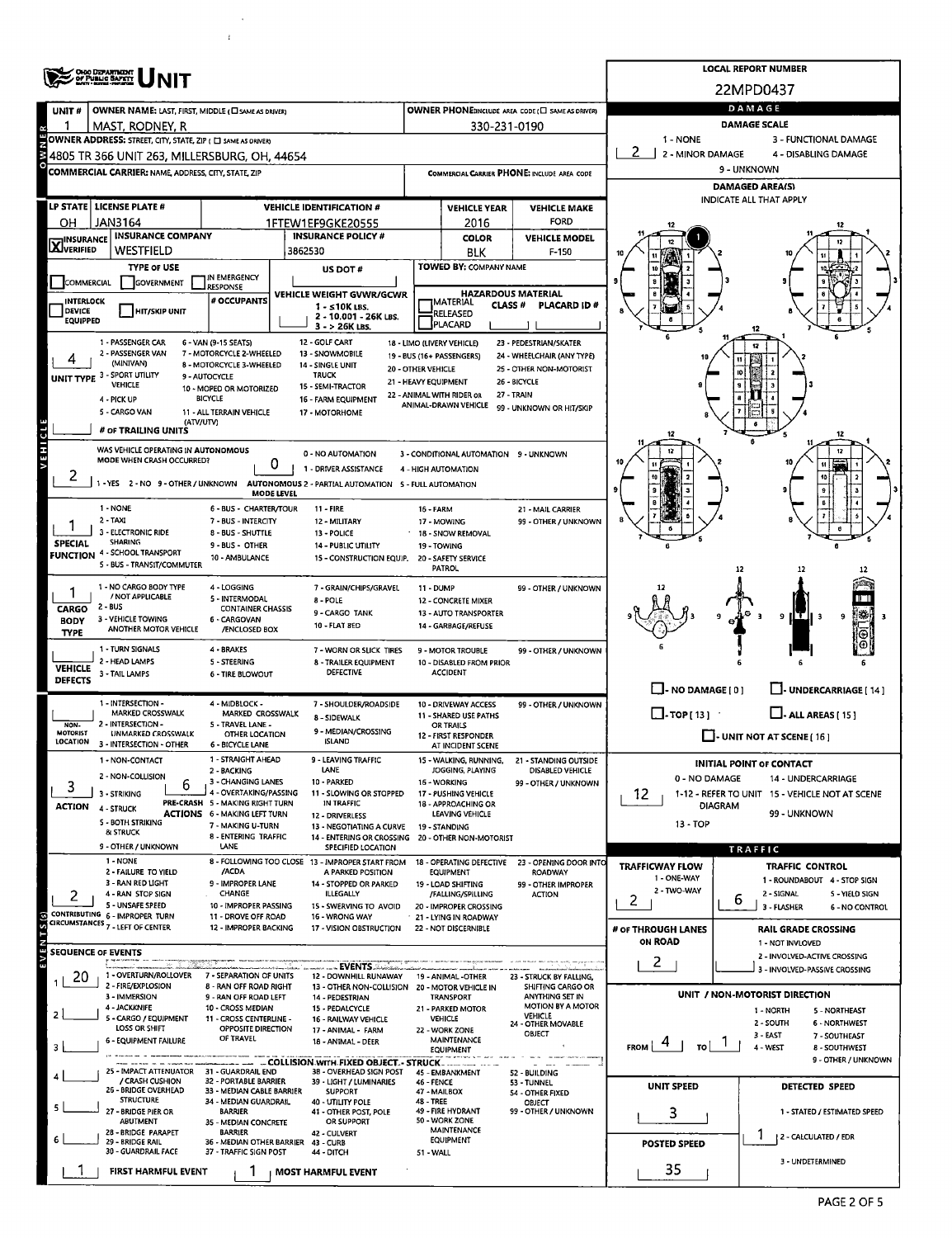# Ohio Department of Public Safety — UNIT

**LOCAL REPORT NUMBER:** 22MPD0437

| Field | Value |
|---|---|
| UNIT # | 1 |
| OWNER NAME: LAST, FIRST, MIDDLE | MAST, RODNEY, R |
| OWNER PHONE | 330-231-0190 |
| OWNER ADDRESS: STREET, CITY, STATE, ZIP | 4805 TR 366 UNIT 263, MILLERSBURG, OH, 44654 |
| COMMERCIAL CARRIER: NAME, ADDRESS, CITY, STATE, ZIP | |
| COMMERCIAL CARRIER PHONE | |
| LP STATE | OH |
| LICENSE PLATE # | JAN3164 |
| VEHICLE IDENTIFICATION # | 1FTEW1EF9GKE20555 |
| VEHICLE YEAR | 2016 |
| VEHICLE MAKE | FORD |
| INSURANCE | X VERIFIED |
| INSURANCE COMPANY | WESTFIELD |
| INSURANCE POLICY # | 3862530 |
| COLOR | BLK |
| VEHICLE MODEL | F-150 |
| TYPE OF USE | |
| US DOT # | |
| TOWED BY: COMPANY NAME | |
| INTERLOCK DEVICE EQUIPPED | |
| HIT/SKIP UNIT | |
| # OCCUPANTS | |
| VEHICLE WEIGHT GVWR/GCWR | |
| HAZARDOUS MATERIAL | |
| UNIT TYPE | 4 |
| # OF TRAILING UNITS | |
| WAS VEHICLE OPERATING IN AUTONOMOUS MODE WHEN CRASH OCCURRED? | 2 |
| AUTONOMOUS MODE LEVEL | 0 |
| SPECIAL FUNCTION | 1 |
| CARGO BODY TYPE | 1 |
| VEHICLE DEFECTS | |
| NON-MOTORIST LOCATION | |
| ACTION | 3 |
| PRE-CRASH ACTIONS | 6 |
| CONTRIBUTING CIRCUMSTANCES | 2 |

**Unit Type codes:** 1 - PASSENGER CAR; 2 - PASSENGER VAN (MINIVAN); 3 - SPORT UTILITY VEHICLE; 4 - PICK UP; 5 - CARGO VAN; 6 - VAN (9-15 SEATS); 7 - MOTORCYCLE 2-WHEELED; 8 - MOTORCYCLE 3-WHEELED; 9 - AUTOCYCLE; 10 - MOPED OR MOTORIZED BICYCLE; 11 - ALL TERRAIN VEHICLE (ATV/UTV); 12 - GOLF CART; 13 - SNOWMOBILE; 14 - SINGLE UNIT TRUCK; 15 - SEMI-TRACTOR; 16 - FARM EQUIPMENT; 17 - MOTORHOME; 18 - LIMO (LIVERY VEHICLE); 19 - BUS (16+ PASSENGERS); 20 - OTHER VEHICLE; 21 - HEAVY EQUIPMENT; 22 - ANIMAL WITH RIDER OR ANIMAL-DRAWN VEHICLE; 23 - PEDESTRIAN/SKATER; 24 - WHEELCHAIR (ANY TYPE); 25 - OTHER NON-MOTORIST; 26 - BICYCLE; 27 - TRAIN; 99 - UNKNOWN OR HIT/SKIP

**Autonomous:** 1 - YES; 2 - NO; 9 - OTHER / UNKNOWN. Mode level: 0 - NO AUTOMATION; 1 - DRIVER ASSISTANCE; 2 - PARTIAL AUTOMATION; 3 - CONDITIONAL AUTOMATION; 4 - HIGH AUTOMATION; 5 - FULL AUTOMATION; 9 - UNKNOWN

**Special Function:** 1 - NONE; 2 - TAXI; 3 - ELECTRONIC RIDE SHARING; 4 - SCHOOL TRANSPORT; 5 - BUS - TRANSIT/COMMUTER; 6 - BUS - CHARTER/TOUR; 7 - BUS - INTERCITY; 8 - BUS - SHUTTLE; 9 - BUS - OTHER; 10 - AMBULANCE; 11 - FIRE; 12 - MILITARY; 13 - POLICE; 14 - PUBLIC UTILITY; 15 - CONSTRUCTION EQUIP.; 16 - FARM; 17 - MOWING; 18 - SNOW REMOVAL; 19 - TOWING; 20 - SAFETY SERVICE PATROL; 21 - MAIL CARRIER; 99 - OTHER / UNKNOWN

**Cargo Body Type:** 1 - NO CARGO BODY TYPE / NOT APPLICABLE; 2 - BUS; 3 - VEHICLE TOWING ANOTHER MOTOR VEHICLE; 4 - LOGGING; 5 - INTERMODAL CONTAINER CHASSIS; 6 - CARGOVAN /ENCLOSED BOX; 7 - GRAIN/CHIPS/GRAVEL; 8 - POLE; 9 - CARGO TANK; 10 - FLAT BED; 11 - DUMP; 12 - CONCRETE MIXER; 13 - AUTO TRANSPORTER; 14 - GARBAGE/REFUSE; 99 - OTHER / UNKNOWN

**Vehicle Defects:** 1 - TURN SIGNALS; 2 - HEAD LAMPS; 3 - TAIL LAMPS; 4 - BRAKES; 5 - STEERING; 6 - TIRE BLOWOUT; 7 - WORN OR SLICK TIRES; 8 - TRAILER EQUIPMENT DEFECTIVE; 9 - MOTOR TROUBLE; 10 - DISABLED FROM PRIOR ACCIDENT; 99 - OTHER / UNKNOWN

**Non-Motorist Location:** 1 - INTERSECTION - MARKED CROSSWALK; 2 - INTERSECTION - UNMARKED CROSSWALK; 3 - INTERSECTION - OTHER; 4 - MIDBLOCK - MARKED CROSSWALK; 5 - TRAVEL LANE - OTHER LOCATION; 6 - BICYCLE LANE; 7 - SHOULDER/ROADSIDE; 8 - SIDEWALK; 9 - MEDIAN/CROSSING ISLAND; 10 - DRIVEWAY ACCESS; 11 - SHARED USE PATHS OR TRAILS; 12 - FIRST RESPONDER AT INCIDENT SCENE; 99 - OTHER / UNKNOWN

**Action:** 1 - NON-CONTACT; 2 - NON-COLLISION; 3 - STRIKING; 4 - STRUCK; 5 - BOTH STRIKING & STRUCK; 9 - OTHER / UNKNOWN

**Pre-Crash Actions:** 1 - STRAIGHT AHEAD; 2 - BACKING; 3 - CHANGING LANES; 4 - OVERTAKING/PASSING; 5 - MAKING RIGHT TURN; 6 - MAKING LEFT TURN; 7 - MAKING U-TURN; 8 - ENTERING TRAFFIC LANE; 9 - LEAVING TRAFFIC LANE; 10 - PARKED; 11 - SLOWING OR STOPPED IN TRAFFIC; 12 - DRIVERLESS; 13 - NEGOTIATING A CURVE; 14 - ENTERING OR CROSSING SPECIFIED LOCATION; 15 - WALKING, RUNNING, JOGGING, PLAYING; 16 - WORKING; 17 - PUSHING VEHICLE; 18 - APPROACHING OR LEAVING VEHICLE; 19 - STANDING; 20 - OTHER NON-MOTORIST; 21 - STANDING OUTSIDE DISABLED VEHICLE; 99 - OTHER / UNKNOWN

**Contributing Circumstances:** 1 - NONE; 2 - FAILURE TO YIELD; 3 - RAN RED LIGHT; 4 - RAN STOP SIGN; 5 - UNSAFE SPEED; 6 - IMPROPER TURN; 7 - LEFT OF CENTER; 8 - FOLLOWING TOO CLOSE /ACDA; 9 - IMPROPER LANE CHANGE; 10 - IMPROPER PASSING; 11 - DROVE OFF ROAD; 12 - IMPROPER BACKING; 13 - IMPROPER START FROM A PARKED POSITION; 14 - STOPPED OR PARKED ILLEGALLY; 15 - SWERVING TO AVOID; 16 - WRONG WAY; 17 - VISION OBSTRUCTION; 18 - OPERATING DEFECTIVE EQUIPMENT; 19 - LOAD SHIFTING /FALLING/SPILLING; 20 - IMPROPER CROSSING; 21 - LYING IN ROADWAY; 22 - NOT DISCERNIBLE; 23 - OPENING DOOR INTO ROADWAY; 99 - OTHER IMPROPER ACTION

## Sequence of Events

| # | Event |
|---|---|
| 1 | 20 |
| 2 | |
| 3 | |
| 4 | |
| 5 | |
| 6 | |
| FIRST HARMFUL EVENT | 1 |
| MOST HARMFUL EVENT | 1 |

**Events:** 1 - OVERTURN/ROLLOVER; 2 - FIRE/EXPLOSION; 3 - IMMERSION; 4 - JACKKNIFE; 5 - CARGO / EQUIPMENT LOSS OR SHIFT; 6 - EQUIPMENT FAILURE; 7 - SEPARATION OF UNITS; 8 - RAN OFF ROAD RIGHT; 9 - RAN OFF ROAD LEFT; 10 - CROSS MEDIAN; 11 - CROSS CENTERLINE - OPPOSITE DIRECTION OF TRAVEL; 12 - DOWNHILL RUNAWAY; 13 - OTHER NON-COLLISION; 14 - PEDESTRIAN; 15 - PEDALCYCLE; 16 - RAILWAY VEHICLE; 17 - ANIMAL - FARM; 18 - ANIMAL - DEER; 19 - ANIMAL -OTHER; 20 - MOTOR VEHICLE IN TRANSPORT; 21 - PARKED MOTOR VEHICLE; 22 - WORK ZONE MAINTENANCE EQUIPMENT; 23 - STRUCK BY FALLING, SHIFTING CARGO OR ANYTHING SET IN MOTION BY A MOTOR VEHICLE; 24 - OTHER MOVABLE OBJECT

**Collision with Fixed Object - Struck:** 25 - IMPACT ATTENUATOR / CRASH CUSHION; 26 - BRIDGE OVERHEAD STRUCTURE; 27 - BRIDGE PIER OR ABUTMENT; 28 - BRIDGE PARAPET; 29 - BRIDGE RAIL; 30 - GUARDRAIL FACE; 31 - GUARDRAIL END; 32 - PORTABLE BARRIER; 33 - MEDIAN CABLE BARRIER; 34 - MEDIAN GUARDRAIL BARRIER; 35 - MEDIAN CONCRETE BARRIER; 36 - MEDIAN OTHER BARRIER; 37 - TRAFFIC SIGN POST; 38 - OVERHEAD SIGN POST; 39 - LIGHT / LUMINARIES SUPPORT; 40 - UTILITY POLE; 41 - OTHER POST, POLE OR SUPPORT; 42 - CULVERT; 43 - CURB; 44 - DITCH; 45 - EMBANKMENT; 46 - FENCE; 47 - MAILBOX; 48 - TREE; 49 - FIRE HYDRANT; 50 - WORK ZONE MAINTENANCE EQUIPMENT; 51 - WALL; 52 - BUILDING; 53 - TUNNEL; 54 - OTHER FIXED OBJECT; 99 - OTHER / UNKNOWN

## Damage

| Field | Value |
|---|---|
| DAMAGE SCALE | 2 |
| DAMAGED AREA(S) | 1 |
| INITIAL POINT OF CONTACT | 12 |

**Damage Scale:** 1 - NONE; 2 - MINOR DAMAGE; 3 - FUNCTIONAL DAMAGE; 4 - DISABLING DAMAGE; 9 - UNKNOWN

**Damaged Area(s):** NO DAMAGE [0]; UNDERCARRIAGE [14]; TOP [13]; ALL AREAS [15]; UNIT NOT AT SCENE [16]

**Initial Point of Contact:** 0 - NO DAMAGE; 1-12 - REFER TO UNIT DIAGRAM; 13 - TOP; 14 - UNDERCARRIAGE; 15 - VEHICLE NOT AT SCENE; 99 - UNKNOWN

## Traffic

| Field | Value |
|---|---|
| TRAFFICWAY FLOW | 2 |
| TRAFFIC CONTROL | 6 |
| # OF THROUGH LANES ON ROAD | 2 |
| RAIL GRADE CROSSING | |
| UNIT / NON-MOTORIST DIRECTION | FROM 4 TO 1 |
| UNIT SPEED | 3 |
| DETECTED SPEED | 1 |
| POSTED SPEED | 35 |

**Trafficway Flow:** 1 - ONE-WAY; 2 - TWO-WAY

**Traffic Control:** 1 - ROUNDABOUT; 2 - SIGNAL; 3 - FLASHER; 4 - STOP SIGN; 5 - YIELD SIGN; 6 - NO CONTROL

**Rail Grade Crossing:** 1 - NOT INVLOVED; 2 - INVOLVED-ACTIVE CROSSING; 3 - INVOLVED-PASSIVE CROSSING

**Direction:** 1 - NORTH; 2 - SOUTH; 3 - EAST; 4 - WEST; 5 - NORTHEAST; 6 - NORTHWEST; 7 - SOUTHEAST; 8 - SOUTHWEST; 9 - OTHER / UNKNOWN

**Detected Speed:** 1 - STATED / ESTIMATED SPEED; 2 - CALCULATED / EDR; 3 - UNDETERMINED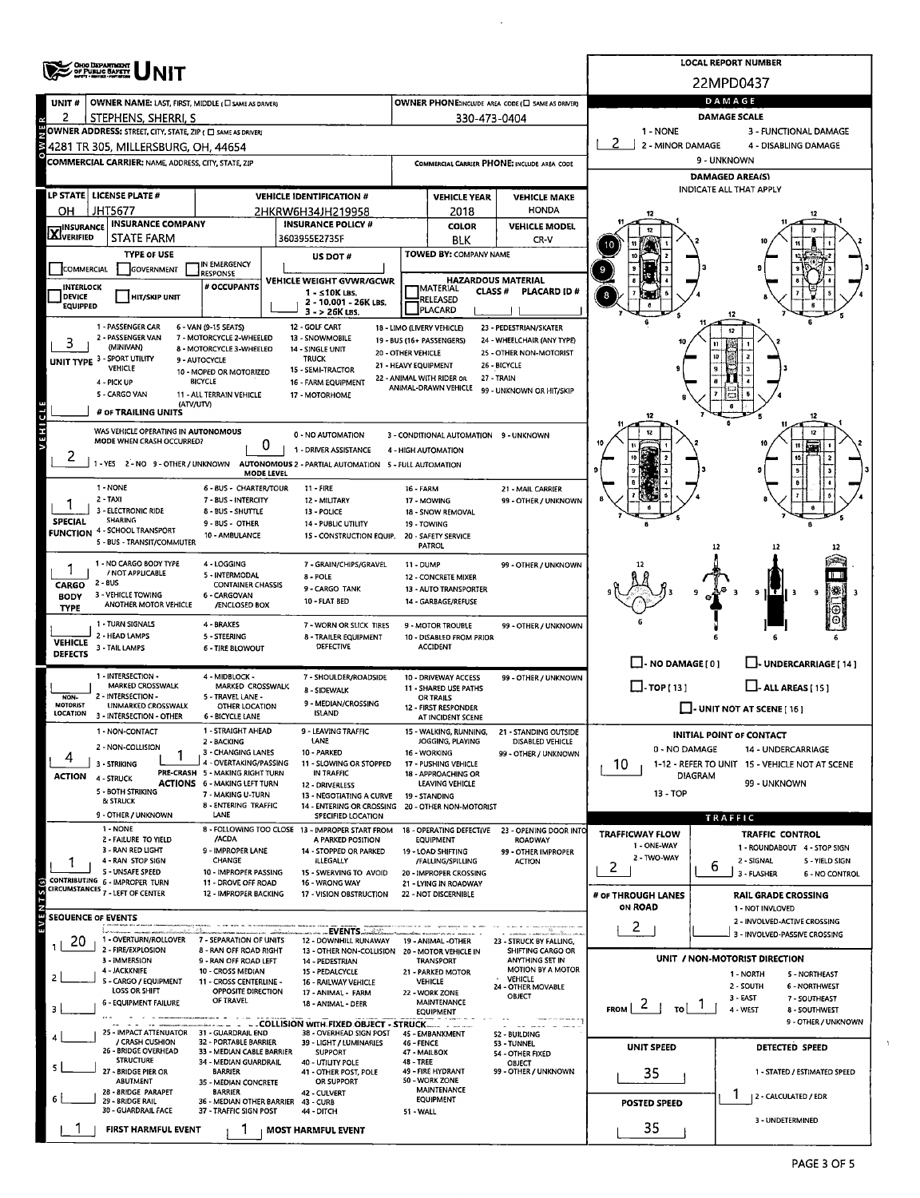# OHIO DEPARTMENT OF PUBLIC SAFETY — UNIT

**LOCAL REPORT NUMBER:** 22MPD0437

## OWNER

| Field | Value |
|---|---|
| UNIT # | 2 |
| OWNER NAME: LAST, FIRST, MIDDLE (☐ SAME AS DRIVER) | STEPHENS, SHERRI, S |
| OWNER PHONE: INCLUDE AREA CODE (☐ SAME AS DRIVER) | 330-473-0404 |
| OWNER ADDRESS: STREET, CITY, STATE, ZIP (☐ SAME AS DRIVER) | 4281 TR 305, MILLERSBURG, OH, 44654 |
| COMMERCIAL CARRIER: NAME, ADDRESS, CITY, STATE, ZIP | |
| COMMERCIAL CARRIER PHONE: INCLUDE AREA CODE | |

## DAMAGE

**DAMAGE SCALE:** 2

1 - NONE; 2 - MINOR DAMAGE; 3 - FUNCTIONAL DAMAGE; 4 - DISABLING DAMAGE; 9 - UNKNOWN

**DAMAGED AREA(S)** — INDICATE ALL THAT APPLY: 8, 9, 10

☐ - NO DAMAGE [0] ☐ - UNDERCARRIAGE [14] ☐ - TOP [13] ☐ - ALL AREAS [15] ☐ - UNIT NOT AT SCENE [16]

## VEHICLE

| Field | Value |
|---|---|
| LP STATE | OH |
| LICENSE PLATE # | JHT5677 |
| VEHICLE IDENTIFICATION # | 2HKRW6H34JH219958 |
| VEHICLE YEAR | 2018 |
| VEHICLE MAKE | HONDA |
| INSURANCE VERIFIED | ☒ |
| INSURANCE COMPANY | STATE FARM |
| INSURANCE POLICY # | 3603955E2735F |
| COLOR | BLK |
| VEHICLE MODEL | CR-V |
| TYPE OF USE | ☐ COMMERCIAL ☐ GOVERNMENT ☐ IN EMERGENCY RESPONSE |
| US DOT # | |
| TOWED BY: COMPANY NAME | |
| INTERLOCK DEVICE EQUIPPED | ☐ |
| HIT/SKIP UNIT | ☐ |
| # OCCUPANTS | |
| VEHICLE WEIGHT GVWR/GCWR | 1 - ≤10K LBS.; 2 - 10,001 - 26K LBS.; 3 - > 26K LBS. |
| HAZARDOUS MATERIAL | ☐ MATERIAL RELEASED ☐ PLACARD; CLASS #; PLACARD ID # |

**UNIT TYPE:** 3

1 - PASSENGER CAR; 2 - PASSENGER VAN (MINIVAN); 3 - SPORT UTILITY VEHICLE; 4 - PICK UP; 5 - CARGO VAN; 6 - VAN (9-15 SEATS); 7 - MOTORCYCLE 2-WHEELED; 8 - MOTORCYCLE 3-WHEELED; 9 - AUTOCYCLE; 10 - MOPED OR MOTORIZED BICYCLE; 11 - ALL TERRAIN VEHICLE (ATV/UTV); 12 - GOLF CART; 13 - SNOWMOBILE; 14 - SINGLE UNIT TRUCK; 15 - SEMI-TRACTOR; 16 - FARM EQUIPMENT; 17 - MOTORHOME; 18 - LIMO (LIVERY VEHICLE); 19 - BUS (16+ PASSENGERS); 20 - OTHER VEHICLE; 21 - HEAVY EQUIPMENT; 22 - ANIMAL WITH RIDER OR ANIMAL-DRAWN VEHICLE; 23 - PEDESTRIAN/SKATER; 24 - WHEELCHAIR (ANY TYPE); 25 - OTHER NON-MOTORIST; 26 - BICYCLE; 27 - TRAIN; 99 - UNKNOWN OR HIT/SKIP

**# OF TRAILING UNITS:**

**WAS VEHICLE OPERATING IN AUTONOMOUS MODE WHEN CRASH OCCURRED?** 2 (1 - YES; 2 - NO; 9 - OTHER / UNKNOWN)

**AUTONOMOUS MODE LEVEL:** 0 (0 - NO AUTOMATION; 1 - DRIVER ASSISTANCE; 2 - PARTIAL AUTOMATION; 3 - CONDITIONAL AUTOMATION; 4 - HIGH AUTOMATION; 5 - FULL AUTOMATION; 9 - UNKNOWN)

**SPECIAL FUNCTION:** 1

1 - NONE; 2 - TAXI; 3 - ELECTRONIC RIDE SHARING; 4 - SCHOOL TRANSPORT; 5 - BUS - TRANSIT/COMMUTER; 6 - BUS - CHARTER/TOUR; 7 - BUS - INTERCITY; 8 - BUS - SHUTTLE; 9 - BUS - OTHER; 10 - AMBULANCE; 11 - FIRE; 12 - MILITARY; 13 - POLICE; 14 - PUBLIC UTILITY; 15 - CONSTRUCTION EQUIP.; 16 - FARM; 17 - MOWING; 18 - SNOW REMOVAL; 19 - TOWING; 20 - SAFETY SERVICE PATROL; 21 - MAIL CARRIER; 99 - OTHER / UNKNOWN

**CARGO BODY TYPE:** 1

1 - NO CARGO BODY TYPE / NOT APPLICABLE; 2 - BUS; 3 - VEHICLE TOWING ANOTHER MOTOR VEHICLE; 4 - LOGGING; 5 - INTERMODAL CONTAINER CHASSIS; 6 - CARGOVAN /ENCLOSED BOX; 7 - GRAIN/CHIPS/GRAVEL; 8 - POLE; 9 - CARGO TANK; 10 - FLAT BED; 11 - DUMP; 12 - CONCRETE MIXER; 13 - AUTO TRANSPORTER; 14 - GARBAGE/REFUSE; 99 - OTHER / UNKNOWN

**VEHICLE DEFECTS:**

1 - TURN SIGNALS; 2 - HEAD LAMPS; 3 - TAIL LAMPS; 4 - BRAKES; 5 - STEERING; 6 - TIRE BLOWOUT; 7 - WORN OR SLICK TIRES; 8 - TRAILER EQUIPMENT DEFECTIVE; 9 - MOTOR TROUBLE; 10 - DISABLED FROM PRIOR ACCIDENT; 99 - OTHER / UNKNOWN

**NON-MOTORIST LOCATION:**

1 - INTERSECTION - MARKED CROSSWALK; 2 - INTERSECTION - UNMARKED CROSSWALK; 3 - INTERSECTION - OTHER; 4 - MIDBLOCK - MARKED CROSSWALK; 5 - TRAVEL LANE - OTHER LOCATION; 6 - BICYCLE LANE; 7 - SHOULDER/ROADSIDE; 8 - SIDEWALK; 9 - MEDIAN/CROSSING ISLAND; 10 - DRIVEWAY ACCESS; 11 - SHARED USE PATHS OR TRAILS; 12 - FIRST RESPONDER AT INCIDENT SCENE; 99 - OTHER / UNKNOWN

**ACTION:** 4

1 - NON-CONTACT; 2 - NON-COLLISION; 3 - STRIKING; 4 - STRUCK; 5 - BOTH STRIKING & STRUCK; 9 - OTHER / UNKNOWN

**PRE-CRASH ACTIONS:** 1

1 - STRAIGHT AHEAD; 2 - BACKING; 3 - CHANGING LANES; 4 - OVERTAKING/PASSING; 5 - MAKING RIGHT TURN; 6 - MAKING LEFT TURN; 7 - MAKING U-TURN; 8 - ENTERING TRAFFIC LANE; 9 - LEAVING TRAFFIC LANE; 10 - PARKED; 11 - SLOWING OR STOPPED IN TRAFFIC; 12 - DRIVERLESS; 13 - NEGOTIATING A CURVE; 14 - ENTERING OR CROSSING SPECIFIED LOCATION; 15 - WALKING, RUNNING, JOGGING, PLAYING; 16 - WORKING; 17 - PUSHING VEHICLE; 18 - APPROACHING OR LEAVING VEHICLE; 19 - STANDING; 20 - OTHER NON-MOTORIST; 21 - STANDING OUTSIDE DISABLED VEHICLE; 99 - OTHER / UNKNOWN

**CONTRIBUTING CIRCUMSTANCES:** 1

1 - NONE; 2 - FAILURE TO YIELD; 3 - RAN RED LIGHT; 4 - RAN STOP SIGN; 5 - UNSAFE SPEED; 6 - IMPROPER TURN; 7 - LEFT OF CENTER; 8 - FOLLOWING TOO CLOSE /ACDA; 9 - IMPROPER LANE CHANGE; 10 - IMPROPER PASSING; 11 - DROVE OFF ROAD; 12 - IMPROPER BACKING; 13 - IMPROPER START FROM A PARKED POSITION; 14 - STOPPED OR PARKED ILLEGALLY; 15 - SWERVING TO AVOID; 16 - WRONG WAY; 17 - VISION OBSTRUCTION; 18 - OPERATING DEFECTIVE EQUIPMENT; 19 - LOAD SHIFTING /FALLING/SPILLING; 20 - IMPROPER CROSSING; 21 - LYING IN ROADWAY; 22 - NOT DISCERNIBLE; 23 - OPENING DOOR INTO ROADWAY; 99 - OTHER IMPROPER ACTION

## EVENTS

**SEQUENCE OF EVENTS:** 1: 20; 2: ; 3: ; 4: ; 5: ; 6:

1 - OVERTURN/ROLLOVER; 2 - FIRE/EXPLOSION; 3 - IMMERSION; 4 - JACKKNIFE; 5 - CARGO / EQUIPMENT LOSS OR SHIFT; 6 - EQUIPMENT FAILURE; 7 - SEPARATION OF UNITS; 8 - RAN OFF ROAD RIGHT; 9 - RAN OFF ROAD LEFT; 10 - CROSS MEDIAN; 11 - CROSS CENTERLINE - OPPOSITE DIRECTION OF TRAVEL; 12 - DOWNHILL RUNAWAY; 13 - OTHER NON-COLLISION; 14 - PEDESTRIAN; 15 - PEDALCYCLE; 16 - RAILWAY VEHICLE; 17 - ANIMAL - FARM; 18 - ANIMAL - DEER; 19 - ANIMAL -OTHER; 20 - MOTOR VEHICLE IN TRANSPORT; 21 - PARKED MOTOR VEHICLE; 22 - WORK ZONE MAINTENANCE EQUIPMENT; 23 - STRUCK BY FALLING, SHIFTING CARGO OR ANYTHING SET IN MOTION BY A MOTOR VEHICLE; 24 - OTHER MOVABLE OBJECT

**COLLISION WITH FIXED OBJECT - STRUCK:**

25 - IMPACT ATTENUATOR / CRASH CUSHION; 26 - BRIDGE OVERHEAD STRUCTURE; 27 - BRIDGE PIER OR ABUTMENT; 28 - BRIDGE PARAPET; 29 - BRIDGE RAIL; 30 - GUARDRAIL FACE; 31 - GUARDRAIL END; 32 - PORTABLE BARRIER; 33 - MEDIAN CABLE BARRIER; 34 - MEDIAN GUARDRAIL BARRIER; 35 - MEDIAN CONCRETE BARRIER; 36 - MEDIAN OTHER BARRIER; 37 - TRAFFIC SIGN POST; 38 - OVERHEAD SIGN POST; 39 - LIGHT / LUMINARIES SUPPORT; 40 - UTILITY POLE; 41 - OTHER POST, POLE OR SUPPORT; 42 - CULVERT; 43 - CURB; 44 - DITCH; 45 - EMBANKMENT; 46 - FENCE; 47 - MAILBOX; 48 - TREE; 49 - FIRE HYDRANT; 50 - WORK ZONE MAINTENANCE EQUIPMENT; 51 - WALL; 52 - BUILDING; 53 - TUNNEL; 54 - OTHER FIXED OBJECT; 99 - OTHER / UNKNOWN

**FIRST HARMFUL EVENT:** 1 **MOST HARMFUL EVENT:** 1

## INITIAL POINT OF CONTACT

**10**

0 - NO DAMAGE; 1-12 - REFER TO UNIT DIAGRAM; 13 - TOP; 14 - UNDERCARRIAGE; 15 - VEHICLE NOT AT SCENE; 99 - UNKNOWN

## TRAFFIC

| Field | Value |
|---|---|
| TRAFFICWAY FLOW (1 - ONE-WAY; 2 - TWO-WAY) | 2 |
| TRAFFIC CONTROL | 6 |
| # OF THROUGH LANES ON ROAD | 2 |
| RAIL GRADE CROSSING | |

TRAFFIC CONTROL: 1 - ROUNDABOUT; 2 - SIGNAL; 3 - FLASHER; 4 - STOP SIGN; 5 - YIELD SIGN; 6 - NO CONTROL

RAIL GRADE CROSSING: 1 - NOT INVLOVED; 2 - INVOLVED-ACTIVE CROSSING; 3 - INVOLVED-PASSIVE CROSSING

## UNIT / NON-MOTORIST DIRECTION

**FROM:** 2 **TO:** 1

1 - NORTH; 2 - SOUTH; 3 - EAST; 4 - WEST; 5 - NORTHEAST; 6 - NORTHWEST; 7 - SOUTHEAST; 8 - SOUTHWEST; 9 - OTHER / UNKNOWN

| Field | Value |
|---|---|
| UNIT SPEED | 35 |
| POSTED SPEED | 35 |
| DETECTED SPEED | 1 |

DETECTED SPEED: 1 - STATED / ESTIMATED SPEED; 2 - CALCULATED / EDR; 3 - UNDETERMINED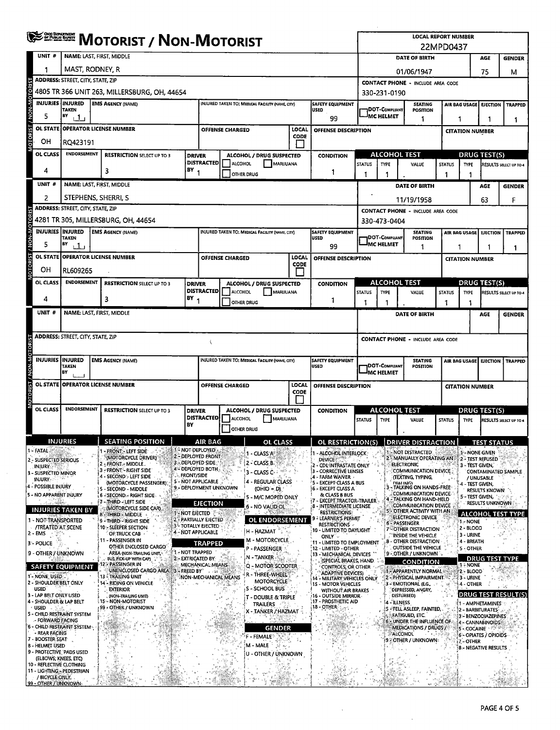# MOTORIST / NON-MOTORIST

OHIO DEPARTMENT OF PUBLIC SAFETY

**LOCAL REPORT NUMBER:** 22MPD0437

## Unit 1

| | | | | | |
|---|---|---|---|---|---|
| UNIT # | NAME: LAST, FIRST, MIDDLE | | DATE OF BIRTH | AGE | GENDER |
| 1 | MAST, RODNEY, R | | 01/06/1947 | 75 | M |
| ADDRESS: STREET, CITY, STATE, ZIP | 4805 TR 366 UNIT 263, MILLERSBURG, OH, 44654 | | CONTACT PHONE - INCLUDE AREA CODE | 330-231-0190 | |

| INJURIES | INJURED TAKEN BY | EMS AGENCY (NAME) | INJURED TAKEN TO: MEDICAL FACILITY (NAME, CITY) | SAFETY EQUIPMENT USED | DOT-COMPLIANT MC HELMET | SEATING POSITION | AIR BAG USAGE | EJECTION | TRAPPED |
|---|---|---|---|---|---|---|---|---|---|
| 5 | 1 | | | 99 | | 1 | 1 | 1 | 1 |

| OL STATE | OPERATOR LICENSE NUMBER | OFFENSE CHARGED | LOCAL CODE | OFFENSE DESCRIPTION | CITATION NUMBER |
|---|---|---|---|---|---|
| OH | RQ423191 | | | | |

| OL CLASS | ENDORSEMENT | RESTRICTION SELECT UP TO 3 | DRIVER DISTRACTED BY | ALCOHOL / DRUG SUSPECTED | CONDITION | ALCOHOL TEST STATUS | ALCOHOL TEST TYPE | ALCOHOL TEST VALUE | DRUG TEST STATUS | DRUG TEST TYPE | DRUG TEST RESULTS SELECT UP TO 4 |
|---|---|---|---|---|---|---|---|---|---|---|---|
| 4 | | 3 | 1 | | 1 | 1 | 1 | . | 1 | 1 | |

## Unit 2

| | | | | | |
|---|---|---|---|---|---|
| UNIT # | NAME: LAST, FIRST, MIDDLE | | DATE OF BIRTH | AGE | GENDER |
| 2 | STEPHENS, SHERRI, S | | 11/19/1958 | 63 | F |
| ADDRESS: STREET, CITY, STATE, ZIP | 4281 TR 305, MILLERSBURG, OH, 44654 | | CONTACT PHONE - INCLUDE AREA CODE | 330-473-0404 | |

| INJURIES | INJURED TAKEN BY | EMS AGENCY (NAME) | INJURED TAKEN TO: MEDICAL FACILITY (NAME, CITY) | SAFETY EQUIPMENT USED | DOT-COMPLIANT MC HELMET | SEATING POSITION | AIR BAG USAGE | EJECTION | TRAPPED |
|---|---|---|---|---|---|---|---|---|---|
| 5 | 1 | | | 99 | | 1 | 1 | 1 | 1 |

| OL STATE | OPERATOR LICENSE NUMBER | OFFENSE CHARGED | LOCAL CODE | OFFENSE DESCRIPTION | CITATION NUMBER |
|---|---|---|---|---|---|
| OH | RL609265 | | | | |

| OL CLASS | ENDORSEMENT | RESTRICTION SELECT UP TO 3 | DRIVER DISTRACTED BY | ALCOHOL / DRUG SUSPECTED | CONDITION | ALCOHOL TEST STATUS | ALCOHOL TEST TYPE | ALCOHOL TEST VALUE | DRUG TEST STATUS | DRUG TEST TYPE | DRUG TEST RESULTS SELECT UP TO 4 |
|---|---|---|---|---|---|---|---|---|---|---|---|
| 4 | | 3 | 1 | | 1 | 1 | 1 | . | 1 | 1 | |

## Unit 3

(blank)

## Codes

**INJURIES**
1 - FATAL
2 - SUSPECTED SERIOUS INJURY
3 - SUSPECTED MINOR INJURY
4 - POSSIBLE INJURY
5 - NO APPARENT INJURY

**INJURIES TAKEN BY**
1 - NOT TRANSPORTED /TREATED AT SCENE
2 - EMS
3 - POLICE
9 - OTHER / UNKNOWN

**SAFETY EQUIPMENT**
1 - NONE USED
2 - SHOULDER BELT ONLY USED
3 - LAP BELT ONLY USED
4 - SHOULDER & LAP BELT USED
5 - CHILD RESTRAINT SYSTEM - FORWARD FACING
6 - CHILD RESTRAINT SYSTEM - REAR FACING
7 - BOOSTER SEAT
8 - HELMET USED
9 - PROTECTIVE PADS USED (ELBOWS, KNEES, ETC)
10 - REFLECTIVE CLOTHING
11 - LIGHTING - PEDESTRIAN / BICYCLE ONLY
99 - OTHER / UNKNOWN

**SEATING POSITION**
1 - FRONT - LEFT SIDE (MOTORCYCLE DRIVER)
2 - FRONT - MIDDLE
3 - FRONT - RIGHT SIDE
4 - SECOND - LEFT SIDE (MOTORCYCLE PASSENGER)
5 - SECOND - MIDDLE
6 - SECOND - RIGHT SIDE
7 - THIRD - LEFT SIDE (MOTORCYCLE SIDE CAR)
8 - THIRD - MIDDLE
9 - THIRD - RIGHT SIDE
10 - SLEEPER SECTION OF TRUCK CAB
11 - PASSENGER IN OTHER ENCLOSED CARGO AREA (NON-TRAILING UNIT, BUS, PICK-UP WITH CAP)
12 - PASSENGER IN UNENCLOSED CARGO AREA
13 - TRAILING UNIT
14 - RIDING ON VEHICLE EXTERIOR (NON-TRAILING UNIT)
15 - NON-MOTORIST
99 - OTHER / UNKNOWN

**AIR BAG**
1 - NOT DEPLOYED
2 - DEPLOYED FRONT
3 - DEPLOYED SIDE
4 - DEPLOYED BOTH FRONT/SIDE
5 - NOT APPLICABLE
9 - DEPLOYMENT UNKNOWN

**EJECTION**
1 - NOT EJECTED
2 - PARTIALLY EJECTED
3 - TOTALLY EJECTED
4 - NOT APPLICABLE

**TRAPPED**
1 - NOT TRAPPED
2 - EXTRICATED BY MECHANICAL MEANS
3 - FREED BY NON-MECHANICAL MEANS

**OL CLASS**
1 - CLASS A
2 - CLASS B
3 - CLASS C
4 - REGULAR CLASS (OHIO = D)
5 - M/C MOPED ONLY
6 - NO VALID OL

**OL ENDORSEMENT**
H - HAZMAT
M - MOTORCYCLE
P - PASSENGER
N - TANKER
Q - MOTOR SCOOTER
R - THREE-WHEEL MOTORCYCLE
S - SCHOOL BUS
T - DOUBLE & TRIPLE TRAILERS
X - TANKER / HAZMAT

**GENDER**
F - FEMALE
M - MALE
U - OTHER / UNKNOWN

**OL RESTRICTION(S)**
1 - ALCOHOL INTERLOCK DEVICE
2 - CDL INTRASTATE ONLY
3 - CORRECTIVE LENSES
4 - FARM WAIVER
5 - EXCEPT CLASS A BUS
6 - EXCEPT CLASS A & CLASS B BUS
7 - EXCEPT TRACTOR-TRAILER
8 - INTERMEDIATE LICENSE RESTRICTIONS
9 - LEARNER'S PERMIT RESTRICTIONS
10 - LIMITED TO DAYLIGHT ONLY
11 - LIMITED TO EMPLOYMENT
12 - LIMITED - OTHER
13 - MECHANICAL DEVICES (SPECIAL BRAKES, HAND CONTROLS, OR OTHER ADAPTIVE DEVICES)
14 - MILITARY VEHICLES ONLY
15 - MOTOR VEHICLES WITHOUT AIR BRAKES
16 - OUTSIDE MIRROR
17 - PROSTHETIC AID
18 - OTHER

**DRIVER DISTRACTION**
1 - NOT DISTRACTED
2 - MANUALLY OPERATING AN ELECTRONIC COMMUNICATION DEVICE (TEXTING, TYPING, DIALING)
3 - TALKING ON HANDS-FREE COMMUNICATION DEVICE
4 - TALKING ON HAND-HELD COMMUNICATION DEVICE
5 - OTHER ACTIVITY WITH AN ELECTRONIC DEVICE
6 - PASSENGER
7 - OTHER DISTRACTION INSIDE THE VEHICLE
8 - OTHER DISTRACTION OUTSIDE THE VEHICLE
9 - OTHER / UNKNOWN

**CONDITION**
1 - APPARENTLY NORMAL
2 - PHYSICAL IMPAIRMENT
3 - EMOTIONAL (E.G., DEPRESSED, ANGRY, DISTURBED)
4 - ILLNESS
5 - FELL ASLEEP, FAINTED, FATIGUED, ETC.
6 - UNDER THE INFLUENCE OF MEDICATIONS / DRUGS / ALCOHOL
9 - OTHER / UNKNOWN

**TEST STATUS**
1 - NONE GIVEN
2 - TEST REFUSED
3 - TEST GIVEN, CONTAMINATED SAMPLE / UNUSABLE
4 - TEST GIVEN, RESULTS KNOWN
5 - TEST GIVEN, RESULTS UNKNOWN

**ALCOHOL TEST TYPE**
1 - NONE
2 - BLOOD
3 - URINE
4 - BREATH
5 - OTHER

**DRUG TEST TYPE**
1 - NONE
2 - BLOOD
3 - URINE
4 - OTHER

**DRUG TEST RESULT(S)**
1 - AMPHETAMINES
2 - BARBITURATES
3 - BENZODIAZEPINES
4 - CANNABINOIDS
5 - COCAINE
6 - OPIATES / OPIOIDS
7 - OTHER
8 - NEGATIVE RESULTS